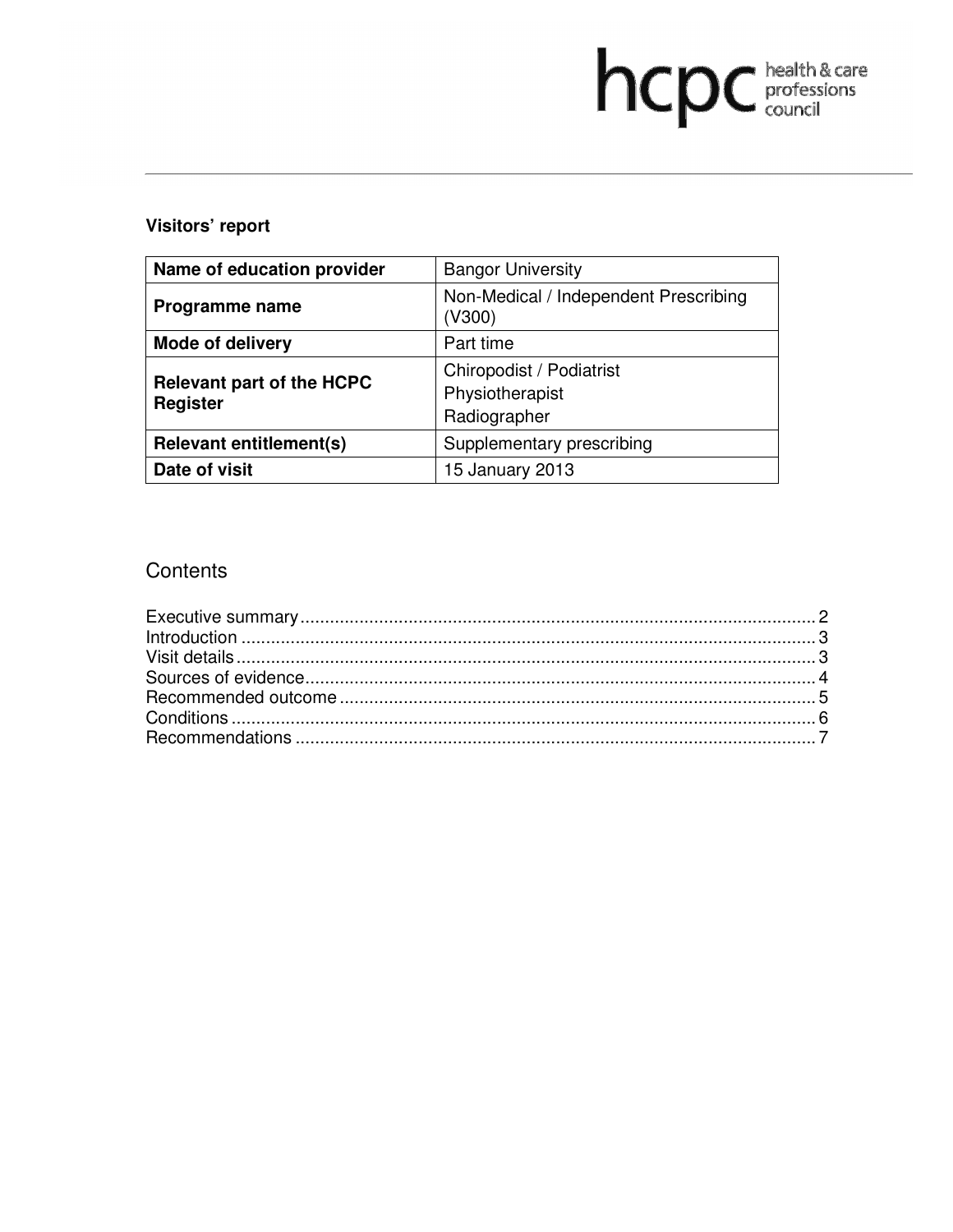hcpc health & care professions council

## Visitors' report

| Name of education provider | Bangor University |
|---|---|
| Programme name | Non-Medical / Independent Prescribing (V300) |
| Mode of delivery | Part time |
| Relevant part of the HCPC Register | Chiropodist / Podiatrist<br>Physiotherapist<br>Radiographer |
| Relevant entitlement(s) | Supplementary prescribing |
| Date of visit | 15 January 2013 |

## Contents

Executive summary ........................................................................ 2
Introduction .................................................................................. 3
Visit details .................................................................................. 3
Sources of evidence ...................................................................... 4
Recommended outcome ................................................................ 5
Conditions ..................................................................................... 6
Recommendations ......................................................................... 7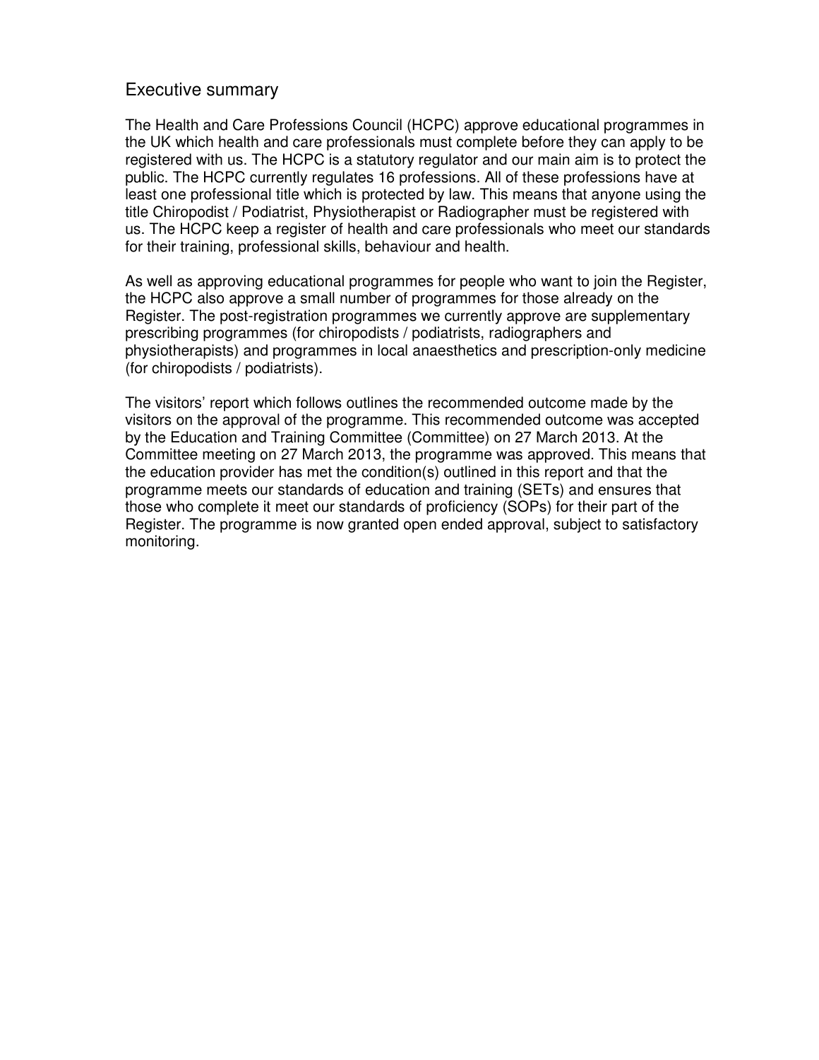## Executive summary

The Health and Care Professions Council (HCPC) approve educational programmes in the UK which health and care professionals must complete before they can apply to be registered with us. The HCPC is a statutory regulator and our main aim is to protect the public. The HCPC currently regulates 16 professions. All of these professions have at least one professional title which is protected by law. This means that anyone using the title Chiropodist / Podiatrist, Physiotherapist or Radiographer must be registered with us. The HCPC keep a register of health and care professionals who meet our standards for their training, professional skills, behaviour and health.

As well as approving educational programmes for people who want to join the Register, the HCPC also approve a small number of programmes for those already on the Register. The post-registration programmes we currently approve are supplementary prescribing programmes (for chiropodists / podiatrists, radiographers and physiotherapists) and programmes in local anaesthetics and prescription-only medicine (for chiropodists / podiatrists).

The visitors' report which follows outlines the recommended outcome made by the visitors on the approval of the programme. This recommended outcome was accepted by the Education and Training Committee (Committee) on 27 March 2013. At the Committee meeting on 27 March 2013, the programme was approved. This means that the education provider has met the condition(s) outlined in this report and that the programme meets our standards of education and training (SETs) and ensures that those who complete it meet our standards of proficiency (SOPs) for their part of the Register. The programme is now granted open ended approval, subject to satisfactory monitoring.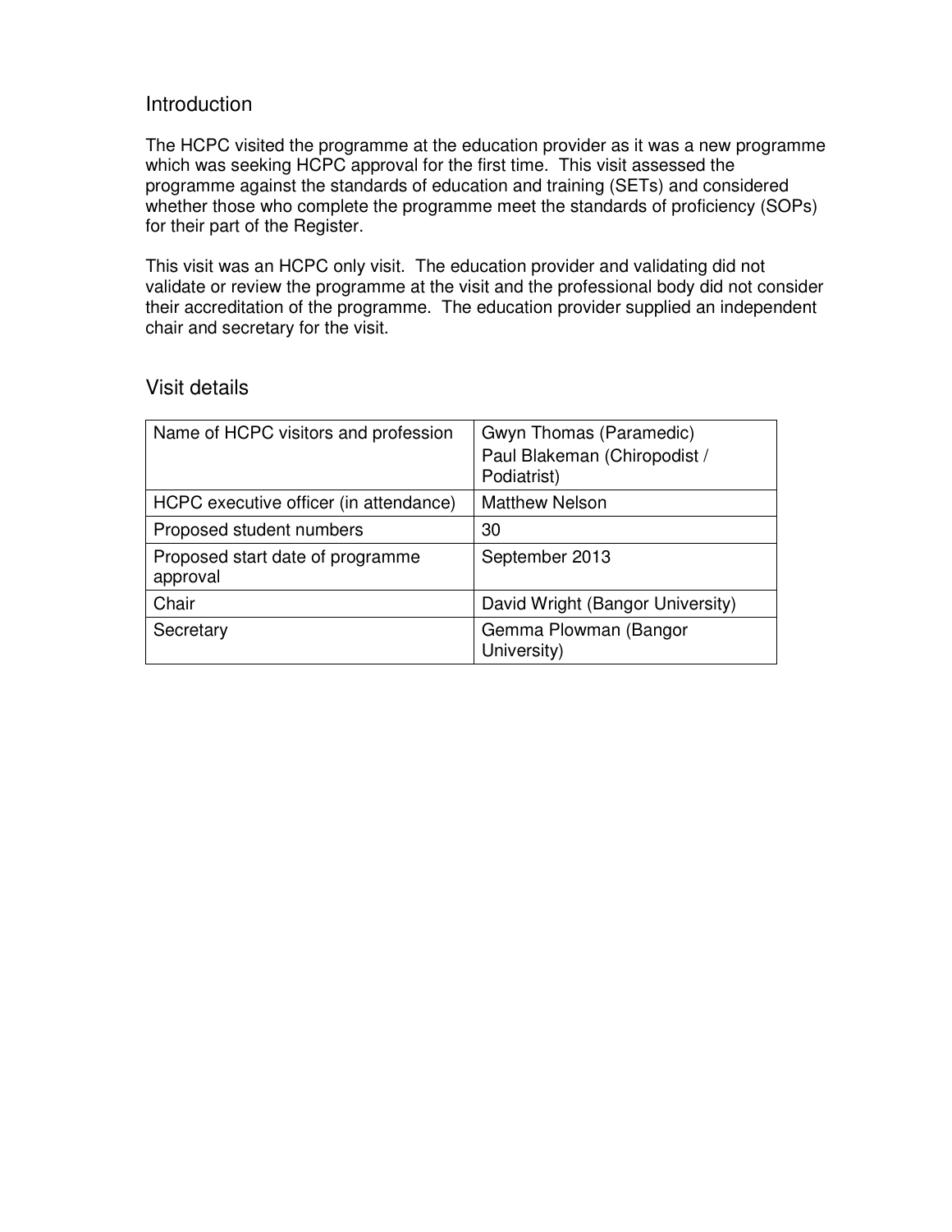## Introduction

The HCPC visited the programme at the education provider as it was a new programme which was seeking HCPC approval for the first time. This visit assessed the programme against the standards of education and training (SETs) and considered whether those who complete the programme meet the standards of proficiency (SOPs) for their part of the Register.

This visit was an HCPC only visit. The education provider and validating did not validate or review the programme at the visit and the professional body did not consider their accreditation of the programme. The education provider supplied an independent chair and secretary for the visit.

## Visit details

| | |
|---|---|
| Name of HCPC visitors and profession | Gwyn Thomas (Paramedic)<br>Paul Blakeman (Chiropodist / Podiatrist) |
| HCPC executive officer (in attendance) | Matthew Nelson |
| Proposed student numbers | 30 |
| Proposed start date of programme approval | September 2013 |
| Chair | David Wright (Bangor University) |
| Secretary | Gemma Plowman (Bangor University) |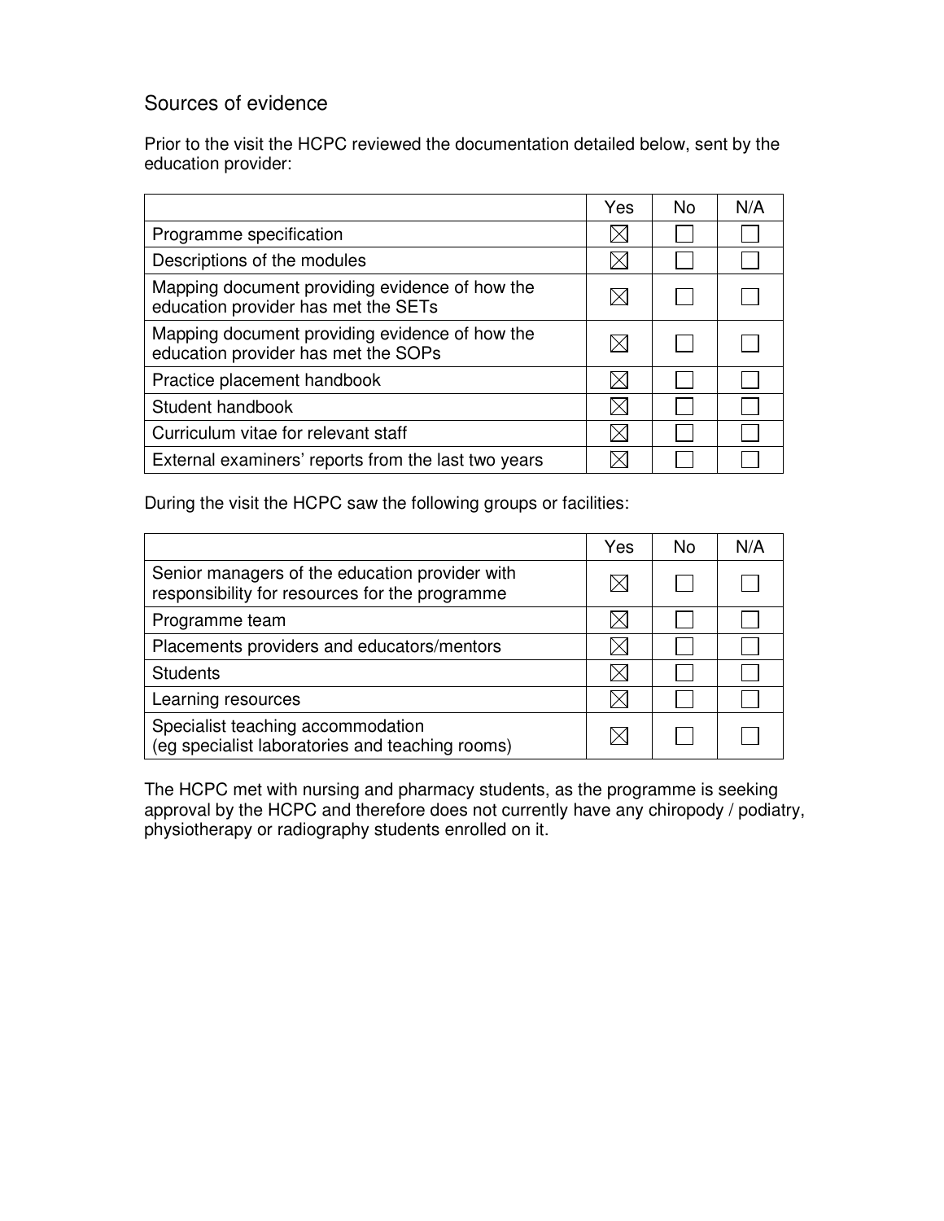## Sources of evidence

Prior to the visit the HCPC reviewed the documentation detailed below, sent by the education provider:

| | Yes | No | N/A |
|---|---|---|---|
| Programme specification | ☒ | ☐ | ☐ |
| Descriptions of the modules | ☒ | ☐ | ☐ |
| Mapping document providing evidence of how the education provider has met the SETs | ☒ | ☐ | ☐ |
| Mapping document providing evidence of how the education provider has met the SOPs | ☒ | ☐ | ☐ |
| Practice placement handbook | ☒ | ☐ | ☐ |
| Student handbook | ☒ | ☐ | ☐ |
| Curriculum vitae for relevant staff | ☒ | ☐ | ☐ |
| External examiners' reports from the last two years | ☒ | ☐ | ☐ |

During the visit the HCPC saw the following groups or facilities:

| | Yes | No | N/A |
|---|---|---|---|
| Senior managers of the education provider with responsibility for resources for the programme | ☒ | ☐ | ☐ |
| Programme team | ☒ | ☐ | ☐ |
| Placements providers and educators/mentors | ☒ | ☐ | ☐ |
| Students | ☒ | ☐ | ☐ |
| Learning resources | ☒ | ☐ | ☐ |
| Specialist teaching accommodation (eg specialist laboratories and teaching rooms) | ☒ | ☐ | ☐ |

The HCPC met with nursing and pharmacy students, as the programme is seeking approval by the HCPC and therefore does not currently have any chiropody / podiatry, physiotherapy or radiography students enrolled on it.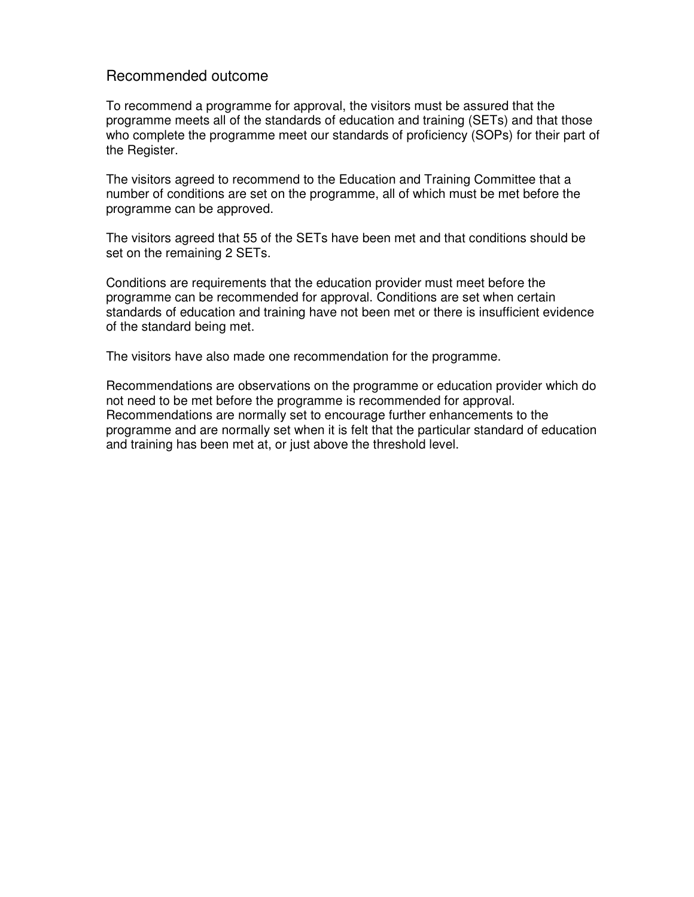## Recommended outcome

To recommend a programme for approval, the visitors must be assured that the programme meets all of the standards of education and training (SETs) and that those who complete the programme meet our standards of proficiency (SOPs) for their part of the Register.

The visitors agreed to recommend to the Education and Training Committee that a number of conditions are set on the programme, all of which must be met before the programme can be approved.

The visitors agreed that 55 of the SETs have been met and that conditions should be set on the remaining 2 SETs.

Conditions are requirements that the education provider must meet before the programme can be recommended for approval. Conditions are set when certain standards of education and training have not been met or there is insufficient evidence of the standard being met.

The visitors have also made one recommendation for the programme.

Recommendations are observations on the programme or education provider which do not need to be met before the programme is recommended for approval. Recommendations are normally set to encourage further enhancements to the programme and are normally set when it is felt that the particular standard of education and training has been met at, or just above the threshold level.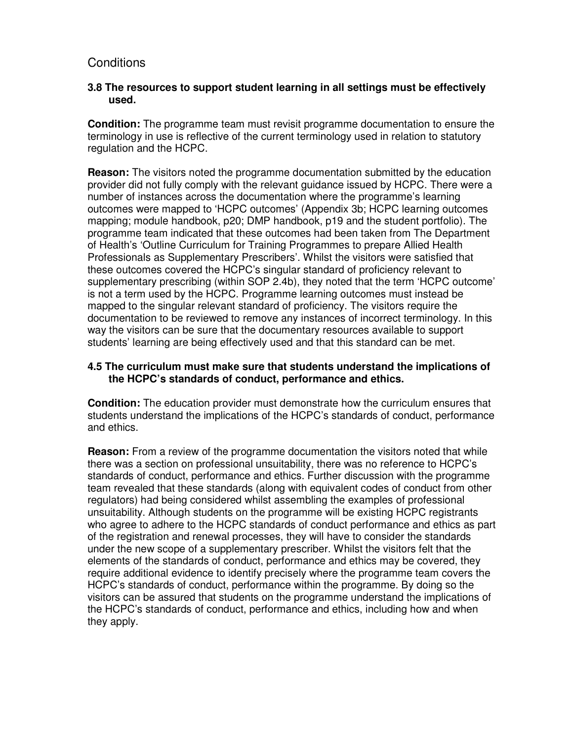## Conditions

### 3.8 The resources to support student learning in all settings must be effectively used.

**Condition:** The programme team must revisit programme documentation to ensure the terminology in use is reflective of the current terminology used in relation to statutory regulation and the HCPC.

**Reason:** The visitors noted the programme documentation submitted by the education provider did not fully comply with the relevant guidance issued by HCPC. There were a number of instances across the documentation where the programme's learning outcomes were mapped to 'HCPC outcomes' (Appendix 3b; HCPC learning outcomes mapping; module handbook, p20; DMP handbook, p19 and the student portfolio). The programme team indicated that these outcomes had been taken from The Department of Health's 'Outline Curriculum for Training Programmes to prepare Allied Health Professionals as Supplementary Prescribers'. Whilst the visitors were satisfied that these outcomes covered the HCPC's singular standard of proficiency relevant to supplementary prescribing (within SOP 2.4b), they noted that the term 'HCPC outcome' is not a term used by the HCPC. Programme learning outcomes must instead be mapped to the singular relevant standard of proficiency. The visitors require the documentation to be reviewed to remove any instances of incorrect terminology. In this way the visitors can be sure that the documentary resources available to support students' learning are being effectively used and that this standard can be met.

### 4.5 The curriculum must make sure that students understand the implications of the HCPC's standards of conduct, performance and ethics.

**Condition:** The education provider must demonstrate how the curriculum ensures that students understand the implications of the HCPC's standards of conduct, performance and ethics.

**Reason:** From a review of the programme documentation the visitors noted that while there was a section on professional unsuitability, there was no reference to HCPC's standards of conduct, performance and ethics. Further discussion with the programme team revealed that these standards (along with equivalent codes of conduct from other regulators) had being considered whilst assembling the examples of professional unsuitability. Although students on the programme will be existing HCPC registrants who agree to adhere to the HCPC standards of conduct performance and ethics as part of the registration and renewal processes, they will have to consider the standards under the new scope of a supplementary prescriber. Whilst the visitors felt that the elements of the standards of conduct, performance and ethics may be covered, they require additional evidence to identify precisely where the programme team covers the HCPC's standards of conduct, performance within the programme. By doing so the visitors can be assured that students on the programme understand the implications of the HCPC's standards of conduct, performance and ethics, including how and when they apply.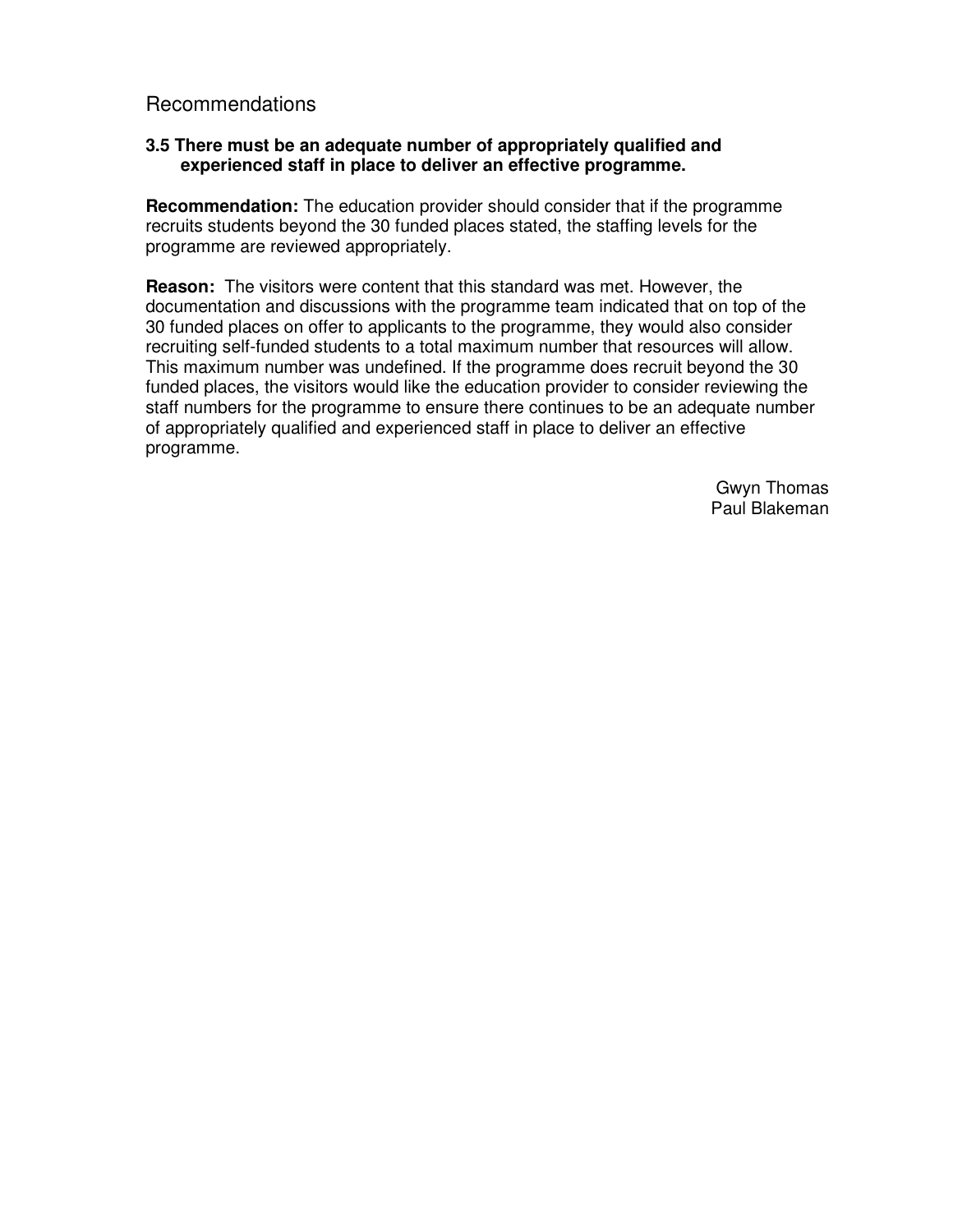## Recommendations

**3.5 There must be an adequate number of appropriately qualified and experienced staff in place to deliver an effective programme.**

**Recommendation:** The education provider should consider that if the programme recruits students beyond the 30 funded places stated, the staffing levels for the programme are reviewed appropriately.

**Reason:** The visitors were content that this standard was met. However, the documentation and discussions with the programme team indicated that on top of the 30 funded places on offer to applicants to the programme, they would also consider recruiting self-funded students to a total maximum number that resources will allow. This maximum number was undefined. If the programme does recruit beyond the 30 funded places, the visitors would like the education provider to consider reviewing the staff numbers for the programme to ensure there continues to be an adequate number of appropriately qualified and experienced staff in place to deliver an effective programme.

Gwyn Thomas
Paul Blakeman